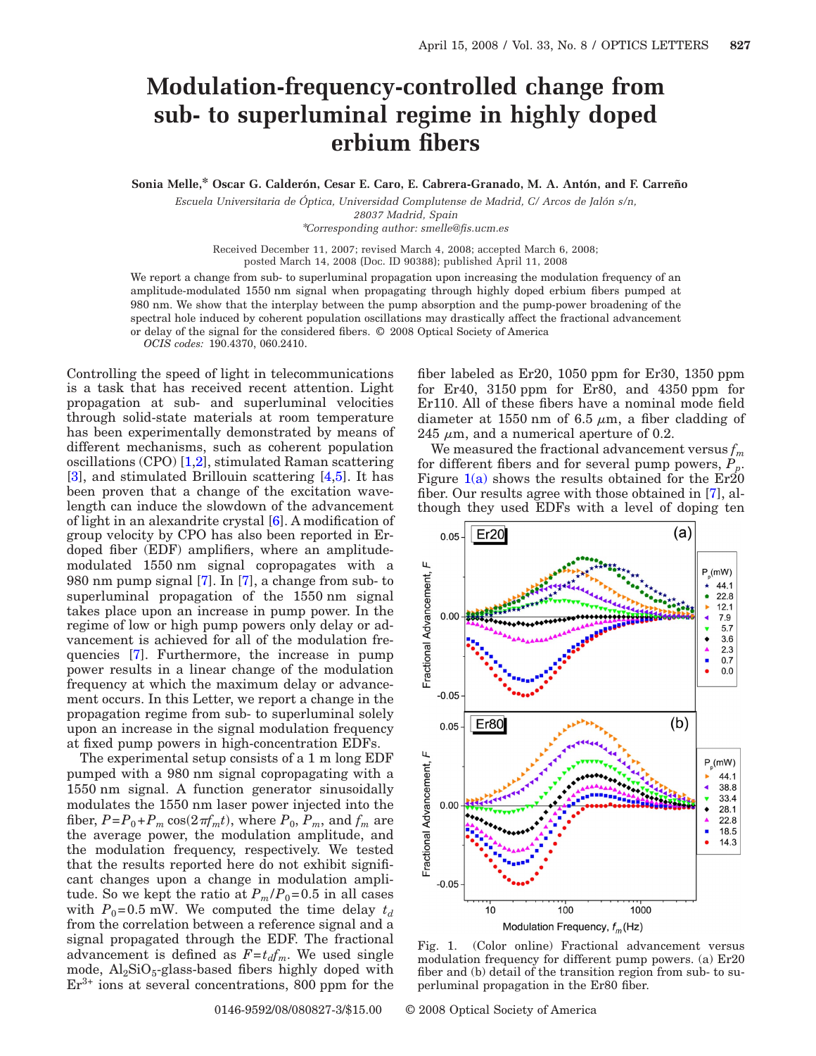# Modulation-frequency-controlled change from sub- to superluminal regime in highly doped erbium fibers

**Sonia Melle,* Oscar G. Calderón, Cesar E. Caro, E. Cabrera-Granado, M. A. Antón, and F. Carreño**

*Escuela Universitaria de Óptica, Universidad Complutense de Madrid, C/ Arcos de Jalón s/n, 28037 Madrid, Spain*

*\*Corresponding author: smelle@fis.ucm.es*

Received December 11, 2007; revised March 4, 2008; accepted March 6, 2008; posted March 14, 2008 (Doc. ID 90388); published April 11, 2008

We report a change from sub- to superluminal propagation upon increasing the modulation frequency of an amplitude-modulated 1550 nm signal when propagating through highly doped erbium fibers pumped at 980 nm. We show that the interplay between the pump absorption and the pump-power broadening of the spectral hole induced by coherent population oscillations may drastically affect the fractional advancement or delay of the signal for the considered fibers. © 2008 Optical Society of America

*OCIS codes:* 190.4370, 060.2410.

Controlling the speed of light in telecommunications is a task that has received recent attention. Light propagation at sub- and superluminal velocities through solid-state materials at room temperature has been experimentally demonstrated by means of different mechanisms, such as coherent population oscillations (CPO) [1,2], stimulated Raman scattering [3], and stimulated Brillouin scattering [4,5]. It has been proven that a change of the excitation wavelength can induce the slowdown of the advancement of light in an alexandrite crystal [6]. A modification of group velocity by CPO has also been reported in Er-doped fiber (EDF) amplifiers, where an amplitude-modulated 1550 nm signal copropagates with a 980 nm pump signal [7]. In [7], a change from sub- to superluminal propagation of the 1550 nm signal takes place upon an increase in pump power. In the regime of low or high pump powers only delay or advancement is achieved for all of the modulation frequencies [7]. Furthermore, the increase in pump power results in a linear change of the modulation frequency at which the maximum delay or advancement occurs. In this Letter, we report a change in the propagation regime from sub- to superluminal solely upon an increase in the signal modulation frequency at fixed pump powers in high-concentration EDFs.

The experimental setup consists of a 1 m long EDF pumped with a 980 nm signal copropagating with a 1550 nm signal. A function generator sinusoidally modulates the 1550 nm laser power injected into the fiber, $P=P_0+P_m\cos(2\pi f_m t)$, where $P_0$, $P_m$, and $f_m$ are the average power, the modulation amplitude, and the modulation frequency, respectively. We tested that the results reported here do not exhibit significant changes upon a change in modulation amplitude. So we kept the ratio at $P_m/P_0=0.5$ in all cases with $P_0=0.5$ mW. We computed the time delay $t_d$ from the correlation between a reference signal and a signal propagated through the EDF. The fractional advancement is defined as $F=t_d f_m$. We used single mode, $Al_2SiO_5$-glass-based fibers highly doped with $Er^{3+}$ ions at several concentrations, 800 ppm for the fiber labeled as Er20, 1050 ppm for Er30, 1350 ppm for Er40, 3150 ppm for Er80, and 4350 ppm for Er110. All of these fibers have a nominal mode field diameter at 1550 nm of 6.5 $\mu$m, a fiber cladding of 245 $\mu$m, and a numerical aperture of 0.2.

We measured the fractional advancement versus $f_m$ for different fibers and for several pump powers, $P_p$. Figure 1(a) shows the results obtained for the Er20 fiber. Our results agree with those obtained in [7], although they used EDFs with a level of doping ten

Fig. 1. (Color online) Fractional advancement versus modulation frequency for different pump powers. (a) Er20 fiber and (b) detail of the transition region from sub- to superluminal propagation in the Er80 fiber.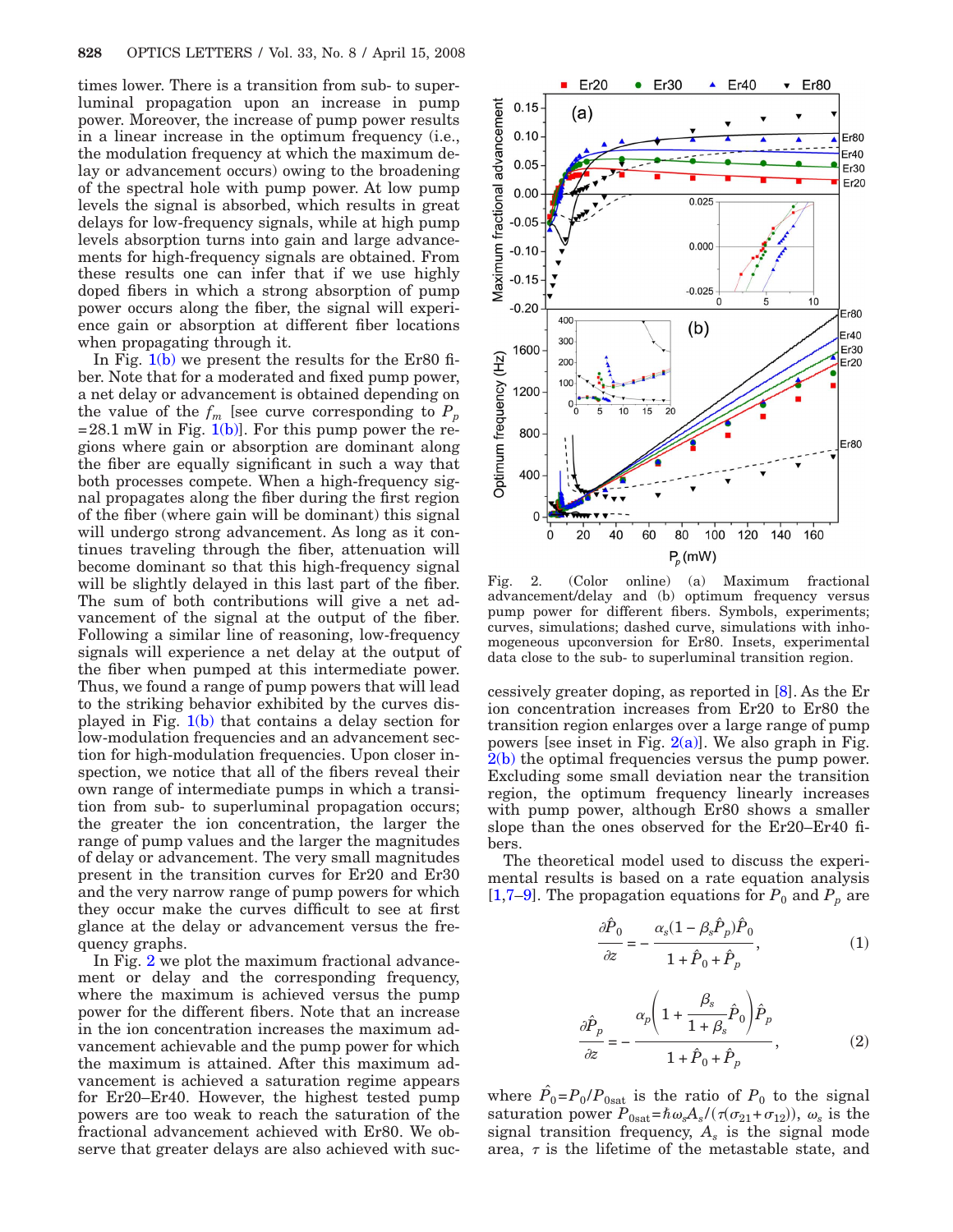times lower. There is a transition from sub- to superluminal propagation upon an increase in pump power. Moreover, the increase of pump power results in a linear increase in the optimum frequency (i.e., the modulation frequency at which the maximum delay or advancement occurs) owing to the broadening of the spectral hole with pump power. At low pump levels the signal is absorbed, which results in great delays for low-frequency signals, while at high pump levels absorption turns into gain and large advancements for high-frequency signals are obtained. From these results one can infer that if we use highly doped fibers in which a strong absorption of pump power occurs along the fiber, the signal will experience gain or absorption at different fiber locations when propagating through it.

In Fig. 1(b) we present the results for the Er80 fiber. Note that for a moderated and fixed pump power, a net delay or advancement is obtained depending on the value of the $f_m$ [see curve corresponding to $P_p = 28.1$ mW in Fig. 1(b)]. For this pump power the regions where gain or absorption are dominant along the fiber are equally significant in such a way that both processes compete. When a high-frequency signal propagates along the fiber during the first region of the fiber (where gain will be dominant) this signal will undergo strong advancement. As it continues traveling through the fiber, attenuation will become dominant so that this high-frequency signal will be slightly delayed in this last part of the fiber. The sum of both contributions will give a net advancement of the signal at the output of the fiber. Following a similar line of reasoning, low-frequency signals will experience a net delay at the output of the fiber when pumped at this intermediate power. Thus, we found a range of pump powers that will lead to the striking behavior exhibited by the curves displayed in Fig. 1(b) that contains a delay section for low-modulation frequencies and an advancement section for high-modulation frequencies. Upon closer inspection, we notice that all of the fibers reveal their own range of intermediate pumps in which a transition from sub- to superluminal propagation occurs; the greater the ion concentration, the larger the range of pump values and the larger the magnitudes of delay or advancement. The very small magnitudes present in the transition curves for Er20 and Er30 and the very narrow range of pump powers for which they occur make the curves difficult to see at first glance at the delay or advancement versus the frequency graphs.

In Fig. 2 we plot the maximum fractional advancement or delay and the corresponding frequency, where the maximum is achieved versus the pump power for the different fibers. Note that an increase in the ion concentration increases the maximum advancement achievable and the pump power for which the maximum is attained. After this maximum advancement is achieved a saturation regime appears for Er20–Er40. However, the highest tested pump powers are too weak to reach the saturation of the fractional advancement achieved with Er80. We observe that greater delays are also achieved with successively greater doping, as reported in [8]. As the Er ion concentration increases from Er20 to Er80 the transition region enlarges over a large range of pump powers [see inset in Fig. 2(a)]. We also graph in Fig. 2(b) the optimal frequencies versus the pump power. Excluding some small deviation near the transition region, the optimum frequency linearly increases with pump power, although Er80 shows a smaller slope than the ones observed for the Er20–Er40 fibers.

Fig. 2. (Color online) (a) Maximum fractional advancement/delay and (b) optimum frequency versus pump power for different fibers. Symbols, experiments; curves, simulations; dashed curve, simulations with inhomogeneous upconversion for Er80. Insets, experimental data close to the sub- to superluminal transition region.

The theoretical model used to discuss the experimental results is based on a rate equation analysis [1,7–9]. The propagation equations for $P_0$ and $P_p$ are

$$\frac{\partial \hat{P}_0}{\partial z} = -\frac{\alpha_s(1-\beta_s\hat{P}_p)\hat{P}_0}{1+\hat{P}_0+\hat{P}_p}, \tag{1}$$

$$\frac{\partial \hat{P}_p}{\partial z} = -\frac{\alpha_p\left(1+\dfrac{\beta_s}{1+\beta_s}\hat{P}_0\right)\hat{P}_p}{1+\hat{P}_0+\hat{P}_p}, \tag{2}$$

where $\hat{P}_0 = P_0/P_{0\text{sat}}$ is the ratio of $P_0$ to the signal saturation power $P_{0\text{sat}} = \hbar\omega_s A_s/(\tau(\sigma_{21}+\sigma_{12}))$, $\omega_s$ is the signal transition frequency, $A_s$ is the signal mode area, $\tau$ is the lifetime of the metastable state, and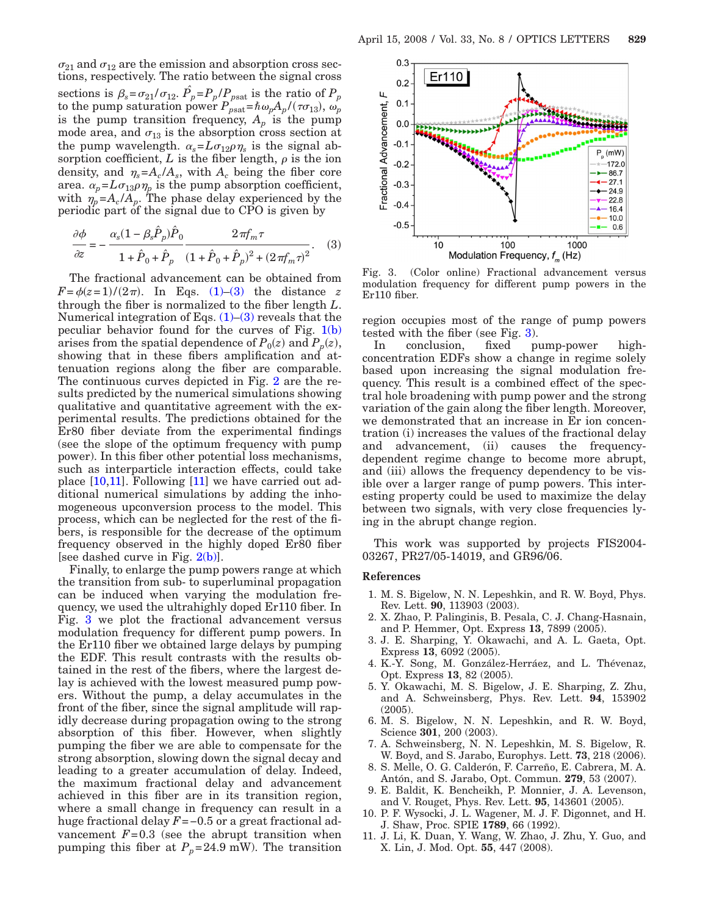$\sigma_{21}$ and $\sigma_{12}$ are the emission and absorption cross sections, respectively. The ratio between the signal cross sections is $\beta_s = \sigma_{21}/\sigma_{12}$. $\hat{P}_p = P_p/P_{psat}$ is the ratio of $P_p$ to the pump saturation power $P_{psat} = \hbar\omega_p A_p/(\tau\sigma_{13})$, $\omega_p$ is the pump transition frequency, $A_p$ is the pump mode area, and $\sigma_{13}$ is the absorption cross section at the pump wavelength. $\alpha_s = L\sigma_{12}\rho\eta_s$ is the signal absorption coefficient, $L$ is the fiber length, $\rho$ is the ion density, and $\eta_s = A_c/A_s$, with $A_c$ being the fiber core area. $\alpha_p = L\sigma_{13}\rho\eta_p$ is the pump absorption coefficient, with $\eta_p = A_c/A_p$. The phase delay experienced by the periodic part of the signal due to CPO is given by

$$\frac{\partial \phi}{\partial z} = -\frac{\alpha_s(1-\beta_s\hat{P}_p)\hat{P}_0}{1+\hat{P}_0+\hat{P}_p}\frac{2\pi f_m \tau}{(1+\hat{P}_0+\hat{P}_p)^2+(2\pi f_m \tau)^2}. \quad (3)$$

The fractional advancement can be obtained from $F = \phi(z=1)/(2\pi)$. In Eqs. (1)–(3) the distance $z$ through the fiber is normalized to the fiber length $L$. Numerical integration of Eqs. (1)–(3) reveals that the peculiar behavior found for the curves of Fig. 1(b) arises from the spatial dependence of $P_0(z)$ and $P_p(z)$, showing that in these fibers amplification and attenuation regions along the fiber are comparable. The continuous curves depicted in Fig. 2 are the results predicted by the numerical simulations showing qualitative and quantitative agreement with the experimental results. The predictions obtained for the Er80 fiber deviate from the experimental findings (see the slope of the optimum frequency with pump power). In this fiber other potential loss mechanisms, such as interparticle interaction effects, could take place [10,11]. Following [11] we have carried out additional numerical simulations by adding the inhomogeneous upconversion process to the model. This process, which can be neglected for the rest of the fibers, is responsible for the decrease of the optimum frequency observed in the highly doped Er80 fiber [see dashed curve in Fig. 2(b)].

Finally, to enlarge the pump powers range at which the transition from sub- to superluminal propagation can be induced when varying the modulation frequency, we used the ultrahighly doped Er110 fiber. In Fig. 3 we plot the fractional advancement versus modulation frequency for different pump powers. In the Er110 fiber we obtained large delays by pumping the EDF. This result contrasts with the results obtained in the rest of the fibers, where the largest delay is achieved with the lowest measured pump powers. Without the pump, a delay accumulates in the front of the fiber, since the signal amplitude will rapidly decrease during propagation owing to the strong absorption of this fiber. However, when slightly pumping the fiber we are able to compensate for the strong absorption, slowing down the signal decay and leading to a greater accumulation of delay. Indeed, the maximum fractional delay and advancement achieved in this fiber are in its transition region, where a small change in frequency can result in a huge fractional delay $F = -0.5$ or a great fractional advancement $F = 0.3$ (see the abrupt transition when pumping this fiber at $P_p = 24.9$ mW). The transition region occupies most of the range of pump powers tested with the fiber (see Fig. 3).

Er110
Fractional Advancement, F
Modulation Frequency, $f_m$ (Hz)
$P_p$ (mW): 172.0, 86.7, 27.1, 24.9, 22.8, 16.4, 10.0, 0.6

Fig. 3. (Color online) Fractional advancement versus modulation frequency for different pump powers in the Er110 fiber.

In conclusion, fixed pump-power high-concentration EDFs show a change in regime solely based upon increasing the signal modulation frequency. This result is a combined effect of the spectral hole broadening with pump power and the strong variation of the gain along the fiber length. Moreover, we demonstrated that an increase in Er ion concentration (i) increases the values of the fractional delay and advancement, (ii) causes the frequency-dependent regime change to become more abrupt, and (iii) allows the frequency dependency to be visible over a larger range of pump powers. This interesting property could be used to maximize the delay between two signals, with very close frequencies lying in the abrupt change region.

This work was supported by projects FIS2004-03267, PR27/05-14019, and GR96/06.

## References

1. M. S. Bigelow, N. N. Lepeshkin, and R. W. Boyd, Phys. Rev. Lett. **90**, 113903 (2003).
2. X. Zhao, P. Palinginis, B. Pesala, C. J. Chang-Hasnain, and P. Hemmer, Opt. Express **13**, 7899 (2005).
3. J. E. Sharping, Y. Okawachi, and A. L. Gaeta, Opt. Express **13**, 6092 (2005).
4. K.-Y. Song, M. González-Herráez, and L. Thévenaz, Opt. Express **13**, 82 (2005).
5. Y. Okawachi, M. S. Bigelow, J. E. Sharping, Z. Zhu, and A. Schweinsberg, Phys. Rev. Lett. **94**, 153902 (2005).
6. M. S. Bigelow, N. N. Lepeshkin, and R. W. Boyd, Science **301**, 200 (2003).
7. A. Schweinsberg, N. N. Lepeshkin, M. S. Bigelow, R. W. Boyd, and S. Jarabo, Europhys. Lett. **73**, 218 (2006).
8. S. Melle, O. G. Calderón, F. Carreño, E. Cabrera, M. A. Antón, and S. Jarabo, Opt. Commun. **279**, 53 (2007).
9. E. Baldit, K. Bencheikh, P. Monnier, J. A. Levenson, and V. Rouget, Phys. Rev. Lett. **95**, 143601 (2005).
10. P. F. Wysocki, J. L. Wagener, M. J. F. Digonnet, and H. J. Shaw, Proc. SPIE **1789**, 66 (1992).
11. J. Li, K. Duan, Y. Wang, W. Zhao, J. Zhu, Y. Guo, and X. Lin, J. Mod. Opt. **55**, 447 (2008).